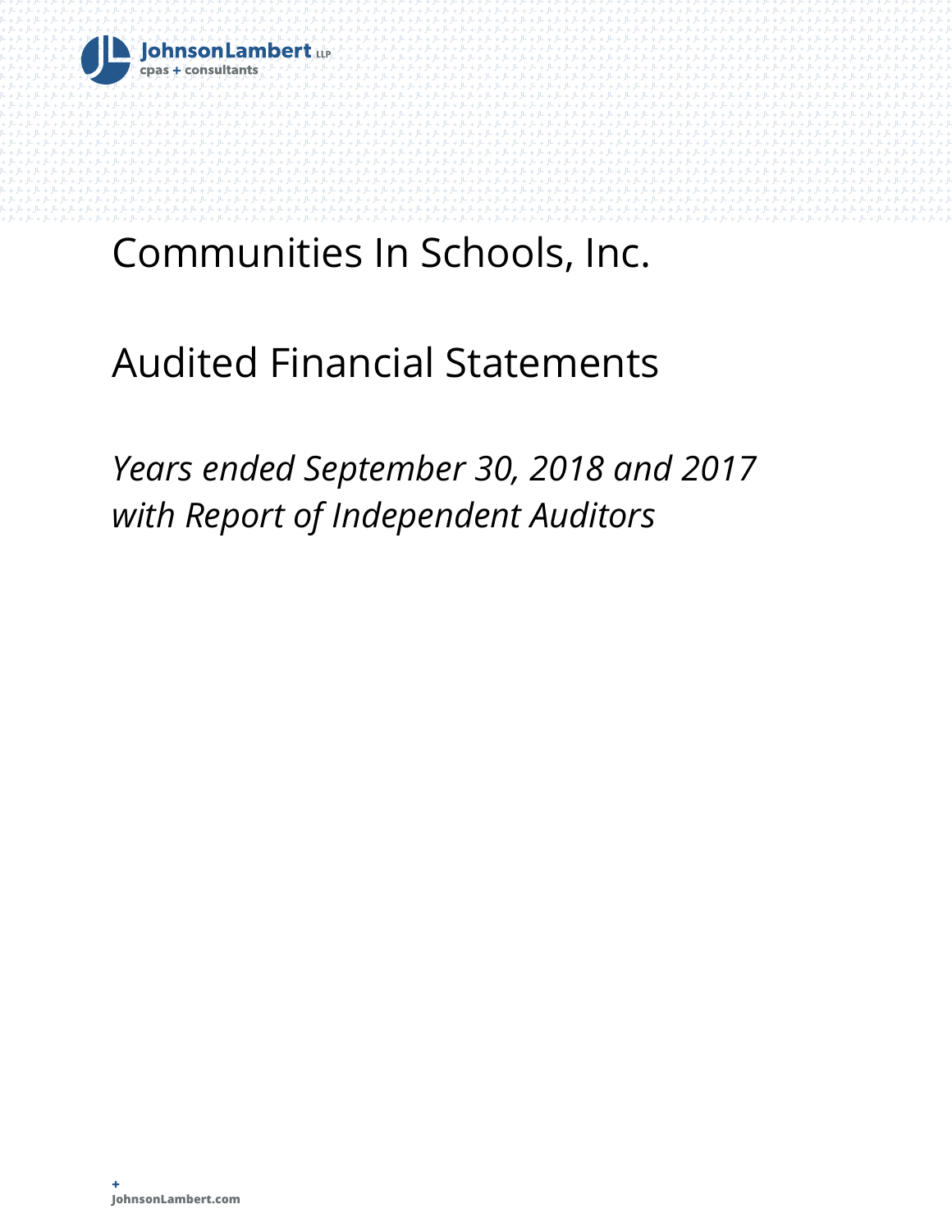JohnsonLambert LLP
cpas + consultants

# Communities In Schools, Inc.

# Audited Financial Statements

*Years ended September 30, 2018 and 2017*
*with Report of Independent Auditors*

+
JohnsonLambert.com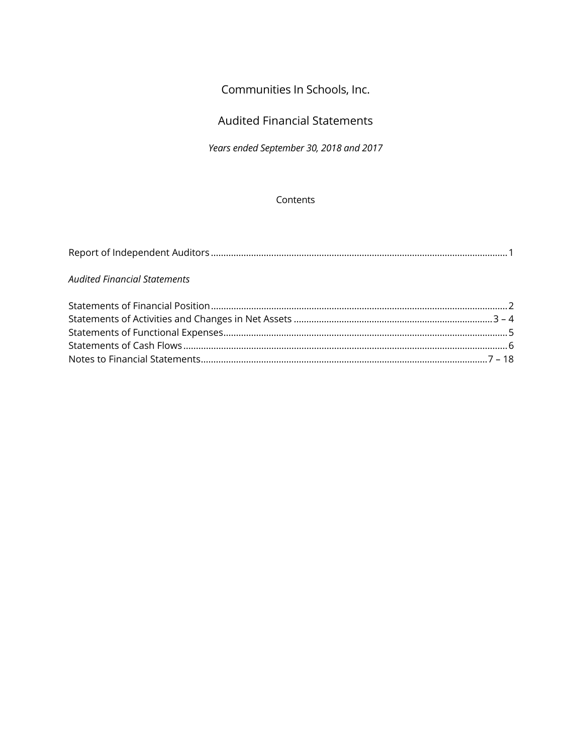# Communities In Schools, Inc.

## Audited Financial Statements

*Years ended September 30, 2018 and 2017*

### Contents

| | |
|---|---|
| Report of Independent Auditors | 1 |
| *Audited Financial Statements* | |
| Statements of Financial Position | 2 |
| Statements of Activities and Changes in Net Assets | 3 – 4 |
| Statements of Functional Expenses | 5 |
| Statements of Cash Flows | 6 |
| Notes to Financial Statements | 7 – 18 |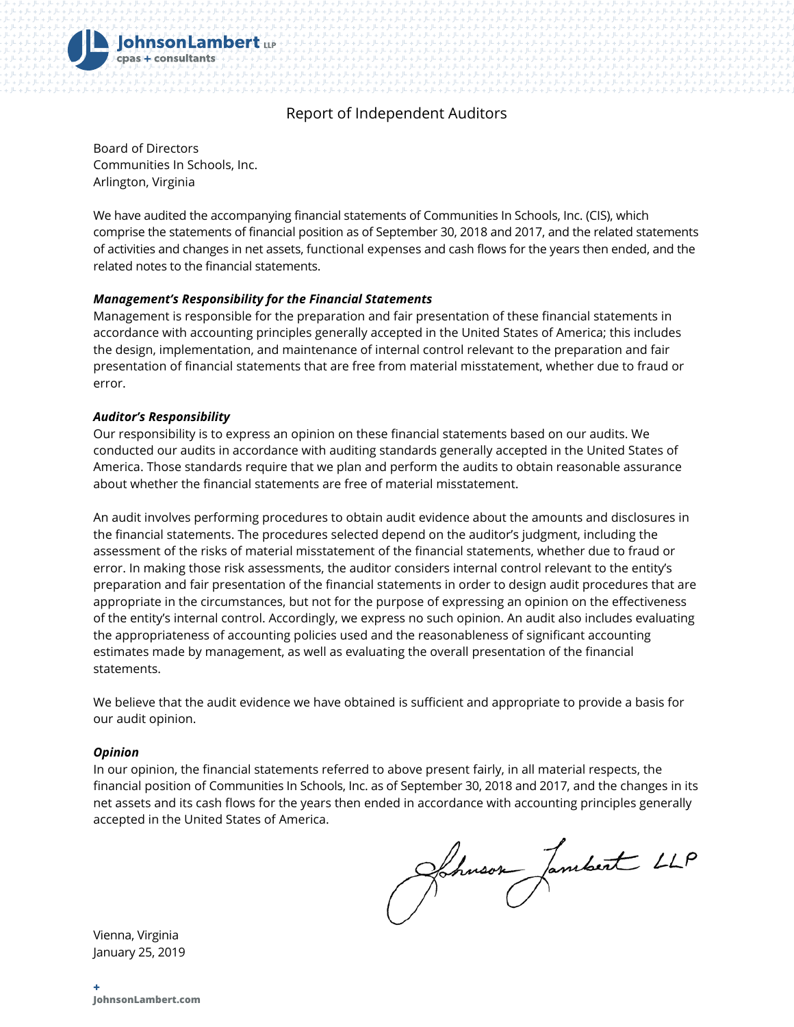# Report of Independent Auditors

Board of Directors
Communities In Schools, Inc.
Arlington, Virginia

We have audited the accompanying financial statements of Communities In Schools, Inc. (CIS), which comprise the statements of financial position as of September 30, 2018 and 2017, and the related statements of activities and changes in net assets, functional expenses and cash flows for the years then ended, and the related notes to the financial statements.

***Management's Responsibility for the Financial Statements***

Management is responsible for the preparation and fair presentation of these financial statements in accordance with accounting principles generally accepted in the United States of America; this includes the design, implementation, and maintenance of internal control relevant to the preparation and fair presentation of financial statements that are free from material misstatement, whether due to fraud or error.

***Auditor's Responsibility***

Our responsibility is to express an opinion on these financial statements based on our audits. We conducted our audits in accordance with auditing standards generally accepted in the United States of America. Those standards require that we plan and perform the audits to obtain reasonable assurance about whether the financial statements are free of material misstatement.

An audit involves performing procedures to obtain audit evidence about the amounts and disclosures in the financial statements. The procedures selected depend on the auditor's judgment, including the assessment of the risks of material misstatement of the financial statements, whether due to fraud or error. In making those risk assessments, the auditor considers internal control relevant to the entity's preparation and fair presentation of the financial statements in order to design audit procedures that are appropriate in the circumstances, but not for the purpose of expressing an opinion on the effectiveness of the entity's internal control. Accordingly, we express no such opinion. An audit also includes evaluating the appropriateness of accounting policies used and the reasonableness of significant accounting estimates made by management, as well as evaluating the overall presentation of the financial statements.

We believe that the audit evidence we have obtained is sufficient and appropriate to provide a basis for our audit opinion.

***Opinion***

In our opinion, the financial statements referred to above present fairly, in all material respects, the financial position of Communities In Schools, Inc. as of September 30, 2018 and 2017, and the changes in its net assets and its cash flows for the years then ended in accordance with accounting principles generally accepted in the United States of America.

Johnson Lambert LLP

Vienna, Virginia
January 25, 2019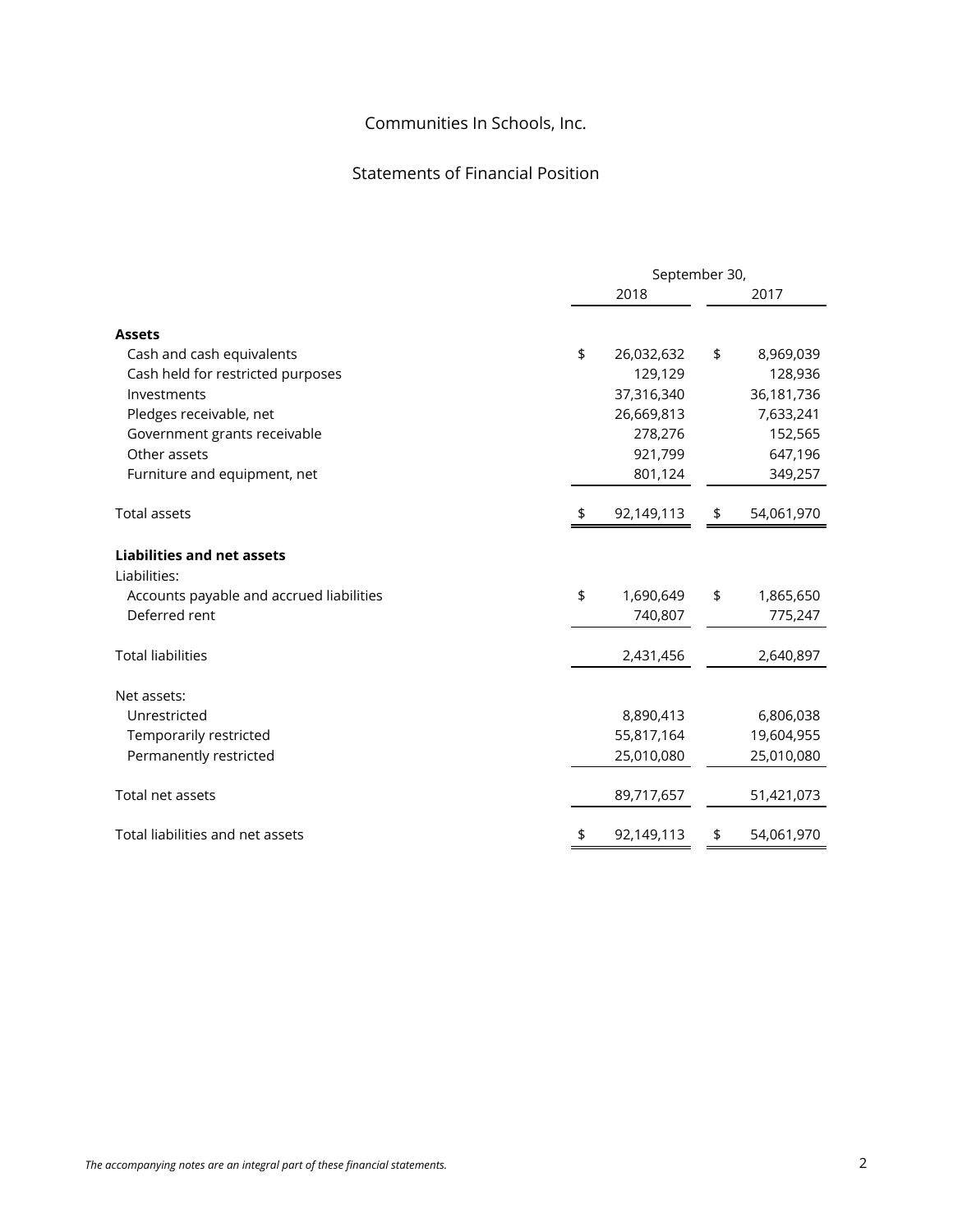Communities In Schools, Inc.

Statements of Financial Position

| | September 30, 2018 | September 30, 2017 |
|---|---|---|
| **Assets** | | |
| Cash and cash equivalents | $ 26,032,632 | $ 8,969,039 |
| Cash held for restricted purposes | 129,129 | 128,936 |
| Investments | 37,316,340 | 36,181,736 |
| Pledges receivable, net | 26,669,813 | 7,633,241 |
| Government grants receivable | 278,276 | 152,565 |
| Other assets | 921,799 | 647,196 |
| Furniture and equipment, net | 801,124 | 349,257 |
| Total assets | $ 92,149,113 | $ 54,061,970 |
| **Liabilities and net assets** | | |
| Liabilities: | | |
| Accounts payable and accrued liabilities | $ 1,690,649 | $ 1,865,650 |
| Deferred rent | 740,807 | 775,247 |
| Total liabilities | 2,431,456 | 2,640,897 |
| Net assets: | | |
| Unrestricted | 8,890,413 | 6,806,038 |
| Temporarily restricted | 55,817,164 | 19,604,955 |
| Permanently restricted | 25,010,080 | 25,010,080 |
| Total net assets | 89,717,657 | 51,421,073 |
| Total liabilities and net assets | $ 92,149,113 | $ 54,061,970 |

*The accompanying notes are an integral part of these financial statements.*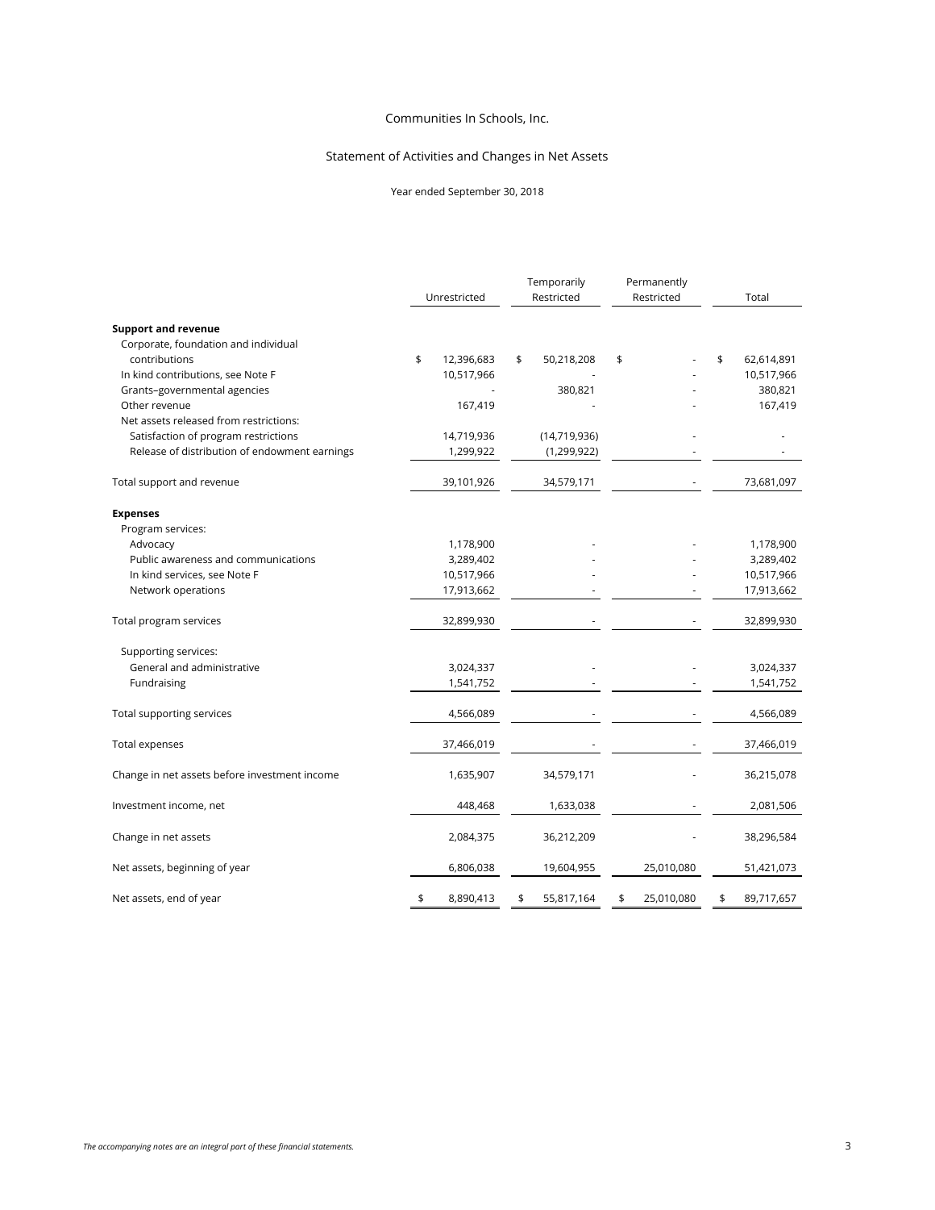Communities In Schools, Inc.

Statement of Activities and Changes in Net Assets

Year ended September 30, 2018

| | Unrestricted | Temporarily Restricted | Permanently Restricted | Total |
|---|---|---|---|---|
| **Support and revenue** | | | | |
| Corporate, foundation and individual contributions | $ 12,396,683 | $ 50,218,208 | $ - | $ 62,614,891 |
| In kind contributions, see Note F | 10,517,966 | - | - | 10,517,966 |
| Grants–governmental agencies | - | 380,821 | - | 380,821 |
| Other revenue | 167,419 | - | - | 167,419 |
| Net assets released from restrictions: | | | | |
| Satisfaction of program restrictions | 14,719,936 | (14,719,936) | - | - |
| Release of distribution of endowment earnings | 1,299,922 | (1,299,922) | - | - |
| Total support and revenue | 39,101,926 | 34,579,171 | - | 73,681,097 |
| **Expenses** | | | | |
| Program services: | | | | |
| Advocacy | 1,178,900 | - | - | 1,178,900 |
| Public awareness and communications | 3,289,402 | - | - | 3,289,402 |
| In kind services, see Note F | 10,517,966 | - | - | 10,517,966 |
| Network operations | 17,913,662 | - | - | 17,913,662 |
| Total program services | 32,899,930 | - | - | 32,899,930 |
| Supporting services: | | | | |
| General and administrative | 3,024,337 | - | - | 3,024,337 |
| Fundraising | 1,541,752 | - | - | 1,541,752 |
| Total supporting services | 4,566,089 | - | - | 4,566,089 |
| Total expenses | 37,466,019 | - | - | 37,466,019 |
| Change in net assets before investment income | 1,635,907 | 34,579,171 | - | 36,215,078 |
| Investment income, net | 448,468 | 1,633,038 | - | 2,081,506 |
| Change in net assets | 2,084,375 | 36,212,209 | - | 38,296,584 |
| Net assets, beginning of year | 6,806,038 | 19,604,955 | 25,010,080 | 51,421,073 |
| Net assets, end of year | $ 8,890,413 | $ 55,817,164 | $ 25,010,080 | $ 89,717,657 |

*The accompanying notes are an integral part of these financial statements.*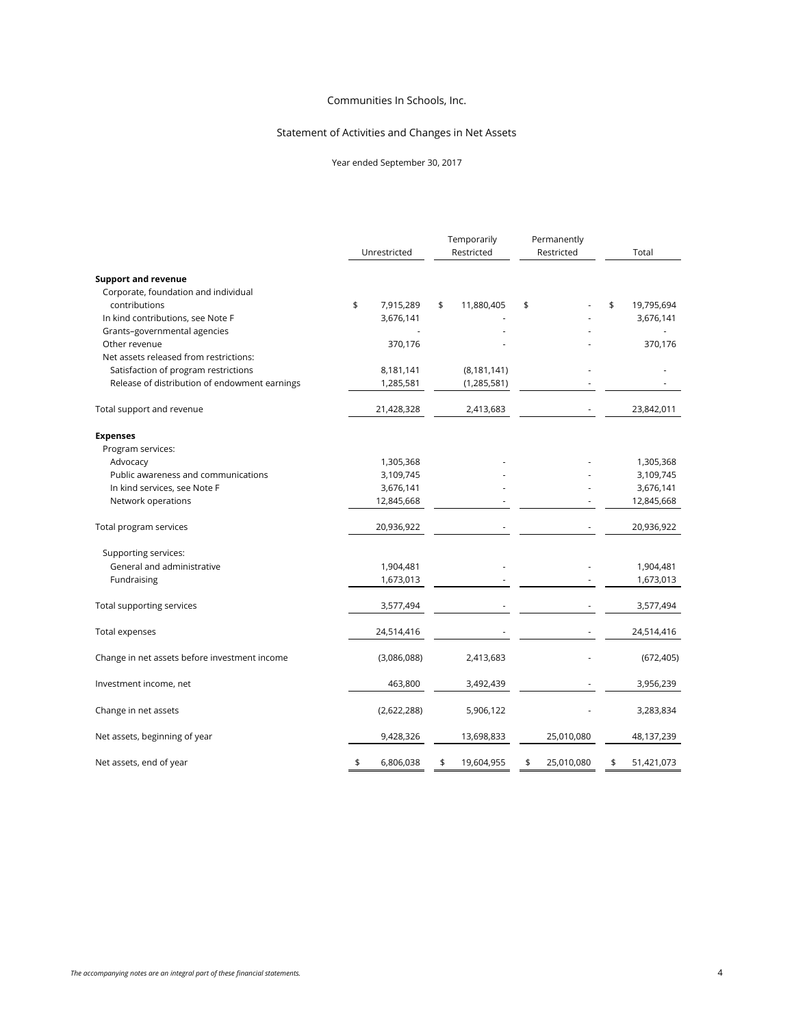Communities In Schools, Inc.

Statement of Activities and Changes in Net Assets

Year ended September 30, 2017

| | Unrestricted | Temporarily Restricted | Permanently Restricted | Total |
|---|---|---|---|---|
| **Support and revenue** | | | | |
| Corporate, foundation and individual contributions | $ 7,915,289 | $ 11,880,405 | $ - | $ 19,795,694 |
| In kind contributions, see Note F | 3,676,141 | - | - | 3,676,141 |
| Grants–governmental agencies | - | - | - | - |
| Other revenue | 370,176 | - | - | 370,176 |
| Net assets released from restrictions: | | | | |
| Satisfaction of program restrictions | 8,181,141 | (8,181,141) | - | - |
| Release of distribution of endowment earnings | 1,285,581 | (1,285,581) | - | - |
| Total support and revenue | 21,428,328 | 2,413,683 | - | 23,842,011 |
| **Expenses** | | | | |
| Program services: | | | | |
| Advocacy | 1,305,368 | - | - | 1,305,368 |
| Public awareness and communications | 3,109,745 | - | - | 3,109,745 |
| In kind services, see Note F | 3,676,141 | - | - | 3,676,141 |
| Network operations | 12,845,668 | - | - | 12,845,668 |
| Total program services | 20,936,922 | - | - | 20,936,922 |
| Supporting services: | | | | |
| General and administrative | 1,904,481 | - | - | 1,904,481 |
| Fundraising | 1,673,013 | - | - | 1,673,013 |
| Total supporting services | 3,577,494 | - | - | 3,577,494 |
| Total expenses | 24,514,416 | - | - | 24,514,416 |
| Change in net assets before investment income | (3,086,088) | 2,413,683 | - | (672,405) |
| Investment income, net | 463,800 | 3,492,439 | - | 3,956,239 |
| Change in net assets | (2,622,288) | 5,906,122 | - | 3,283,834 |
| Net assets, beginning of year | 9,428,326 | 13,698,833 | 25,010,080 | 48,137,239 |
| Net assets, end of year | $ 6,806,038 | $ 19,604,955 | $ 25,010,080 | $ 51,421,073 |

*The accompanying notes are an integral part of these financial statements.*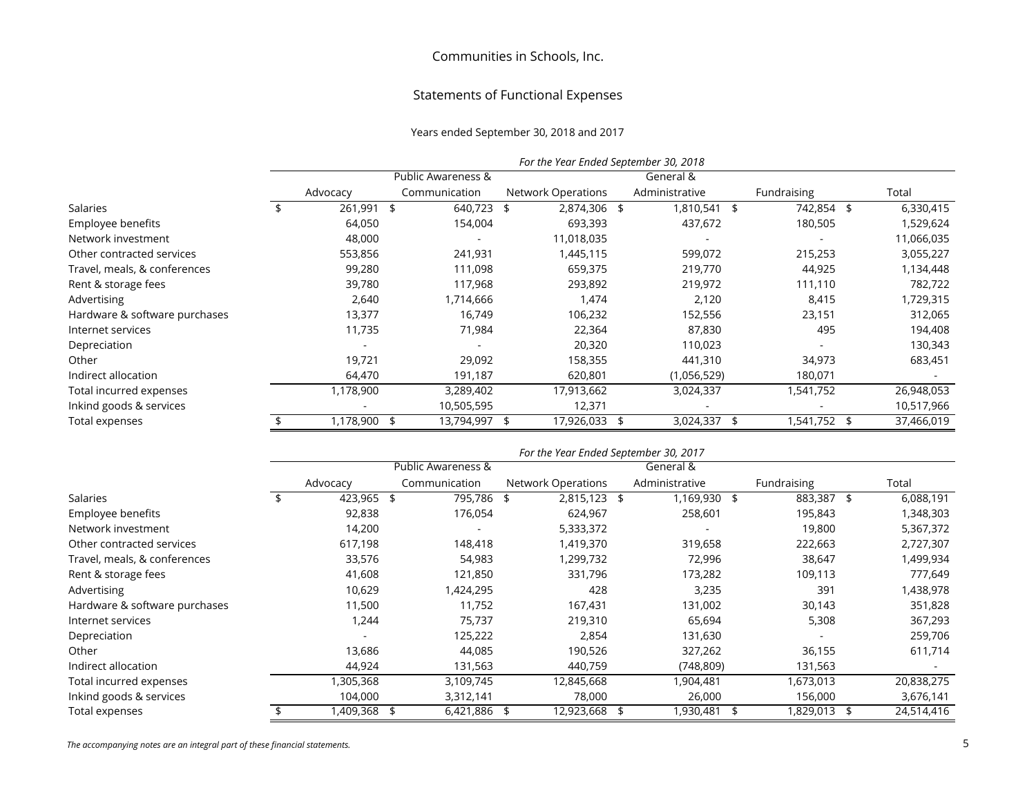# Communities in Schools, Inc.

## Statements of Functional Expenses

Years ended September 30, 2018 and 2017

*For the Year Ended September 30, 2018*

| | Advocacy | Public Awareness & Communication | Network Operations | General & Administrative | Fundraising | Total |
|---|---|---|---|---|---|---|
| Salaries | $ 261,991 | $ 640,723 | $ 2,874,306 | $ 1,810,541 | $ 742,854 | $ 6,330,415 |
| Employee benefits | 64,050 | 154,004 | 693,393 | 437,672 | 180,505 | 1,529,624 |
| Network investment | 48,000 | - | 11,018,035 | - | - | 11,066,035 |
| Other contracted services | 553,856 | 241,931 | 1,445,115 | 599,072 | 215,253 | 3,055,227 |
| Travel, meals, & conferences | 99,280 | 111,098 | 659,375 | 219,770 | 44,925 | 1,134,448 |
| Rent & storage fees | 39,780 | 117,968 | 293,892 | 219,972 | 111,110 | 782,722 |
| Advertising | 2,640 | 1,714,666 | 1,474 | 2,120 | 8,415 | 1,729,315 |
| Hardware & software purchases | 13,377 | 16,749 | 106,232 | 152,556 | 23,151 | 312,065 |
| Internet services | 11,735 | 71,984 | 22,364 | 87,830 | 495 | 194,408 |
| Depreciation | - | - | 20,320 | 110,023 | - | 130,343 |
| Other | 19,721 | 29,092 | 158,355 | 441,310 | 34,973 | 683,451 |
| Indirect allocation | 64,470 | 191,187 | 620,801 | (1,056,529) | 180,071 | - |
| Total incurred expenses | 1,178,900 | 3,289,402 | 17,913,662 | 3,024,337 | 1,541,752 | 26,948,053 |
| Inkind goods & services | - | 10,505,595 | 12,371 | - | - | 10,517,966 |
| Total expenses | $ 1,178,900 | $ 13,794,997 | $ 17,926,033 | $ 3,024,337 | $ 1,541,752 | $ 37,466,019 |

*For the Year Ended September 30, 2017*

| | Advocacy | Public Awareness & Communication | Network Operations | General & Administrative | Fundraising | Total |
|---|---|---|---|---|---|---|
| Salaries | $ 423,965 | $ 795,786 | $ 2,815,123 | $ 1,169,930 | $ 883,387 | $ 6,088,191 |
| Employee benefits | 92,838 | 176,054 | 624,967 | 258,601 | 195,843 | 1,348,303 |
| Network investment | 14,200 | - | 5,333,372 | - | 19,800 | 5,367,372 |
| Other contracted services | 617,198 | 148,418 | 1,419,370 | 319,658 | 222,663 | 2,727,307 |
| Travel, meals, & conferences | 33,576 | 54,983 | 1,299,732 | 72,996 | 38,647 | 1,499,934 |
| Rent & storage fees | 41,608 | 121,850 | 331,796 | 173,282 | 109,113 | 777,649 |
| Advertising | 10,629 | 1,424,295 | 428 | 3,235 | 391 | 1,438,978 |
| Hardware & software purchases | 11,500 | 11,752 | 167,431 | 131,002 | 30,143 | 351,828 |
| Internet services | 1,244 | 75,737 | 219,310 | 65,694 | 5,308 | 367,293 |
| Depreciation | - | 125,222 | 2,854 | 131,630 | - | 259,706 |
| Other | 13,686 | 44,085 | 190,526 | 327,262 | 36,155 | 611,714 |
| Indirect allocation | 44,924 | 131,563 | 440,759 | (748,809) | 131,563 | - |
| Total incurred expenses | 1,305,368 | 3,109,745 | 12,845,668 | 1,904,481 | 1,673,013 | 20,838,275 |
| Inkind goods & services | 104,000 | 3,312,141 | 78,000 | 26,000 | 156,000 | 3,676,141 |
| Total expenses | $ 1,409,368 | $ 6,421,886 | $ 12,923,668 | $ 1,930,481 | $ 1,829,013 | $ 24,514,416 |

*The accompanying notes are an integral part of these financial statements.*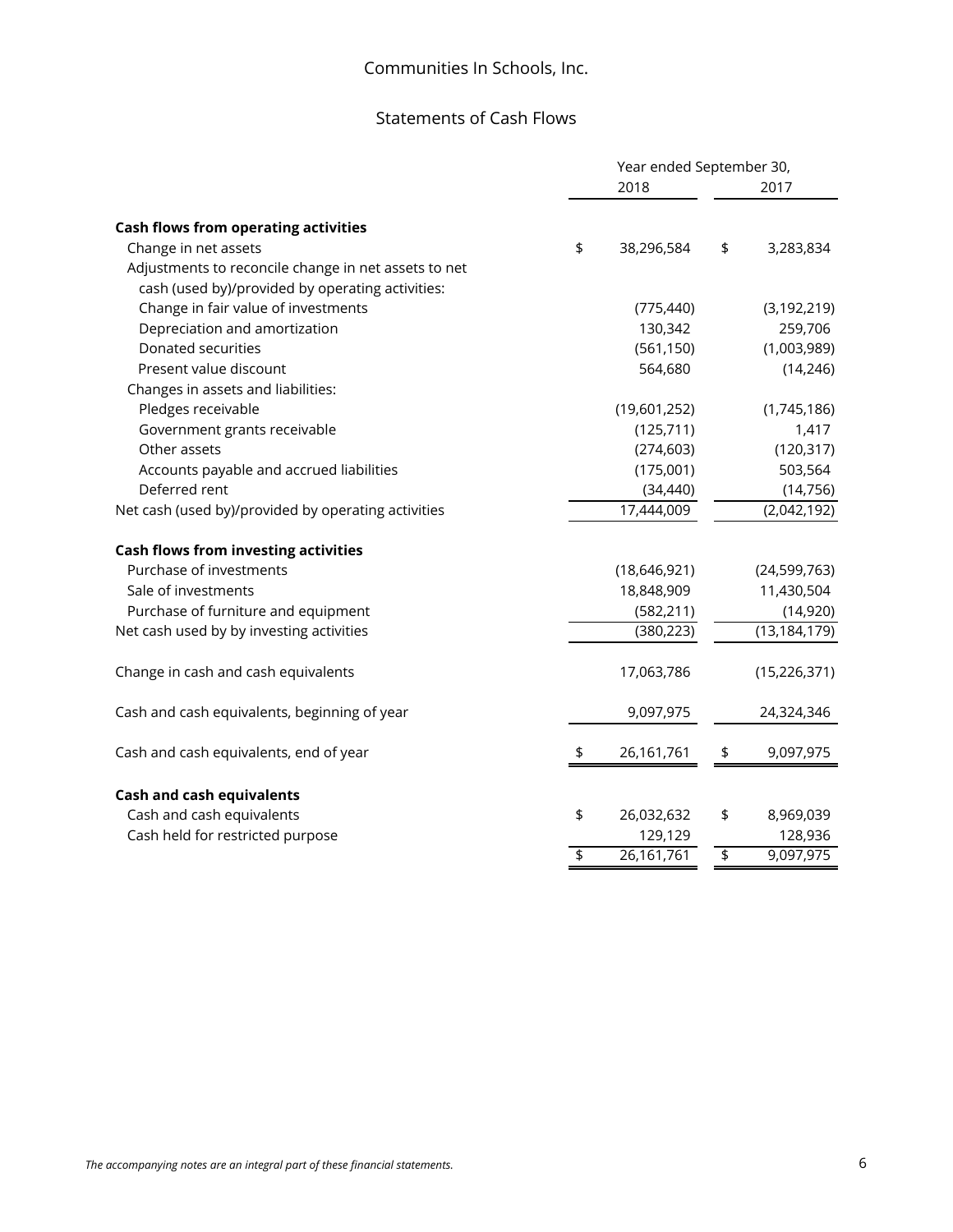# Communities In Schools, Inc.

## Statements of Cash Flows

| | Year ended September 30, 2018 | 2017 |
|---|---|---|
| **Cash flows from operating activities** | | |
| Change in net assets | $ 38,296,584 | $ 3,283,834 |
| Adjustments to reconcile change in net assets to net cash (used by)/provided by operating activities: | | |
| Change in fair value of investments | (775,440) | (3,192,219) |
| Depreciation and amortization | 130,342 | 259,706 |
| Donated securities | (561,150) | (1,003,989) |
| Present value discount | 564,680 | (14,246) |
| Changes in assets and liabilities: | | |
| Pledges receivable | (19,601,252) | (1,745,186) |
| Government grants receivable | (125,711) | 1,417 |
| Other assets | (274,603) | (120,317) |
| Accounts payable and accrued liabilities | (175,001) | 503,564 |
| Deferred rent | (34,440) | (14,756) |
| Net cash (used by)/provided by operating activities | 17,444,009 | (2,042,192) |
| **Cash flows from investing activities** | | |
| Purchase of investments | (18,646,921) | (24,599,763) |
| Sale of investments | 18,848,909 | 11,430,504 |
| Purchase of furniture and equipment | (582,211) | (14,920) |
| Net cash used by by investing activities | (380,223) | (13,184,179) |
| Change in cash and cash equivalents | 17,063,786 | (15,226,371) |
| Cash and cash equivalents, beginning of year | 9,097,975 | 24,324,346 |
| Cash and cash equivalents, end of year | $ 26,161,761 | $ 9,097,975 |
| **Cash and cash equivalents** | | |
| Cash and cash equivalents | $ 26,032,632 | $ 8,969,039 |
| Cash held for restricted purpose | 129,129 | 128,936 |
| | $ 26,161,761 | $ 9,097,975 |

*The accompanying notes are an integral part of these financial statements.*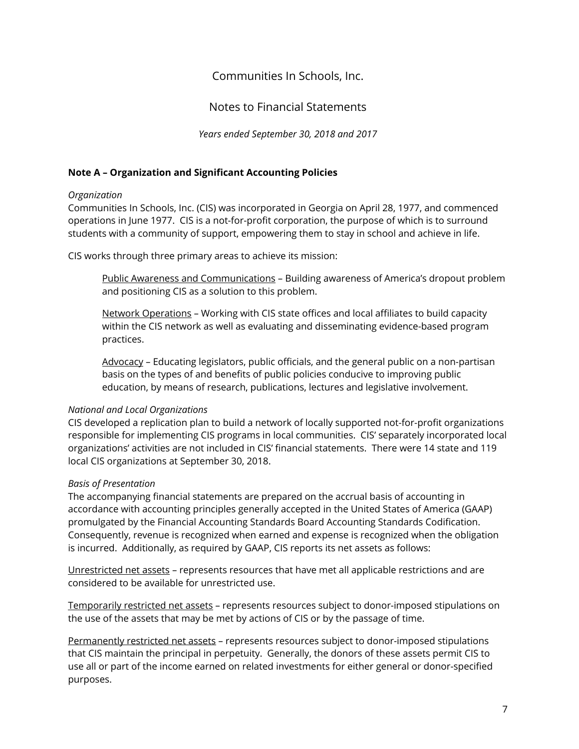# Communities In Schools, Inc.

## Notes to Financial Statements

*Years ended September 30, 2018 and 2017*

**Note A – Organization and Significant Accounting Policies**

*Organization*

Communities In Schools, Inc. (CIS) was incorporated in Georgia on April 28, 1977, and commenced operations in June 1977. CIS is a not-for-profit corporation, the purpose of which is to surround students with a community of support, empowering them to stay in school and achieve in life.

CIS works through three primary areas to achieve its mission:

> Public Awareness and Communications – Building awareness of America's dropout problem and positioning CIS as a solution to this problem.
>
> Network Operations – Working with CIS state offices and local affiliates to build capacity within the CIS network as well as evaluating and disseminating evidence-based program practices.
>
> Advocacy – Educating legislators, public officials, and the general public on a non-partisan basis on the types of and benefits of public policies conducive to improving public education, by means of research, publications, lectures and legislative involvement.

*National and Local Organizations*

CIS developed a replication plan to build a network of locally supported not-for-profit organizations responsible for implementing CIS programs in local communities. CIS' separately incorporated local organizations' activities are not included in CIS' financial statements. There were 14 state and 119 local CIS organizations at September 30, 2018.

*Basis of Presentation*

The accompanying financial statements are prepared on the accrual basis of accounting in accordance with accounting principles generally accepted in the United States of America (GAAP) promulgated by the Financial Accounting Standards Board Accounting Standards Codification. Consequently, revenue is recognized when earned and expense is recognized when the obligation is incurred. Additionally, as required by GAAP, CIS reports its net assets as follows:

Unrestricted net assets – represents resources that have met all applicable restrictions and are considered to be available for unrestricted use.

Temporarily restricted net assets – represents resources subject to donor-imposed stipulations on the use of the assets that may be met by actions of CIS or by the passage of time.

Permanently restricted net assets – represents resources subject to donor-imposed stipulations that CIS maintain the principal in perpetuity. Generally, the donors of these assets permit CIS to use all or part of the income earned on related investments for either general or donor-specified purposes.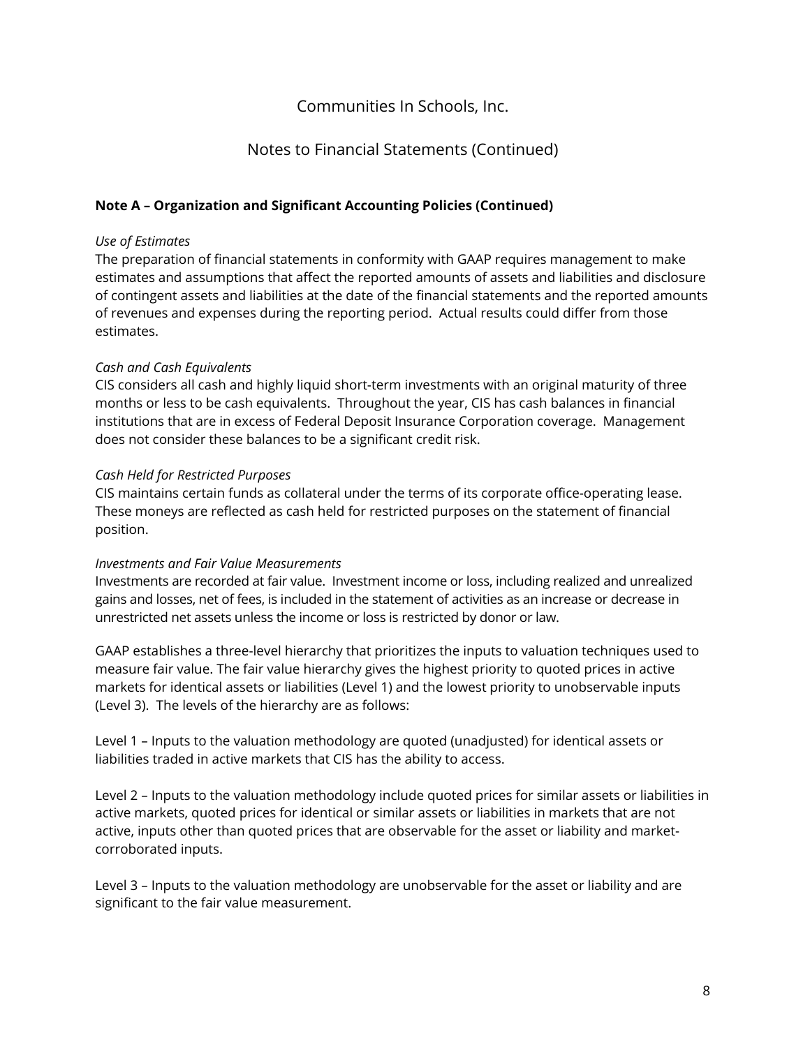# Communities In Schools, Inc.

## Notes to Financial Statements (Continued)

**Note A – Organization and Significant Accounting Policies (Continued)**

*Use of Estimates*
The preparation of financial statements in conformity with GAAP requires management to make estimates and assumptions that affect the reported amounts of assets and liabilities and disclosure of contingent assets and liabilities at the date of the financial statements and the reported amounts of revenues and expenses during the reporting period. Actual results could differ from those estimates.

*Cash and Cash Equivalents*
CIS considers all cash and highly liquid short-term investments with an original maturity of three months or less to be cash equivalents. Throughout the year, CIS has cash balances in financial institutions that are in excess of Federal Deposit Insurance Corporation coverage. Management does not consider these balances to be a significant credit risk.

*Cash Held for Restricted Purposes*
CIS maintains certain funds as collateral under the terms of its corporate office-operating lease. These moneys are reflected as cash held for restricted purposes on the statement of financial position.

*Investments and Fair Value Measurements*
Investments are recorded at fair value. Investment income or loss, including realized and unrealized gains and losses, net of fees, is included in the statement of activities as an increase or decrease in unrestricted net assets unless the income or loss is restricted by donor or law.

GAAP establishes a three-level hierarchy that prioritizes the inputs to valuation techniques used to measure fair value. The fair value hierarchy gives the highest priority to quoted prices in active markets for identical assets or liabilities (Level 1) and the lowest priority to unobservable inputs (Level 3). The levels of the hierarchy are as follows:

Level 1 – Inputs to the valuation methodology are quoted (unadjusted) for identical assets or liabilities traded in active markets that CIS has the ability to access.

Level 2 – Inputs to the valuation methodology include quoted prices for similar assets or liabilities in active markets, quoted prices for identical or similar assets or liabilities in markets that are not active, inputs other than quoted prices that are observable for the asset or liability and market-corroborated inputs.

Level 3 – Inputs to the valuation methodology are unobservable for the asset or liability and are significant to the fair value measurement.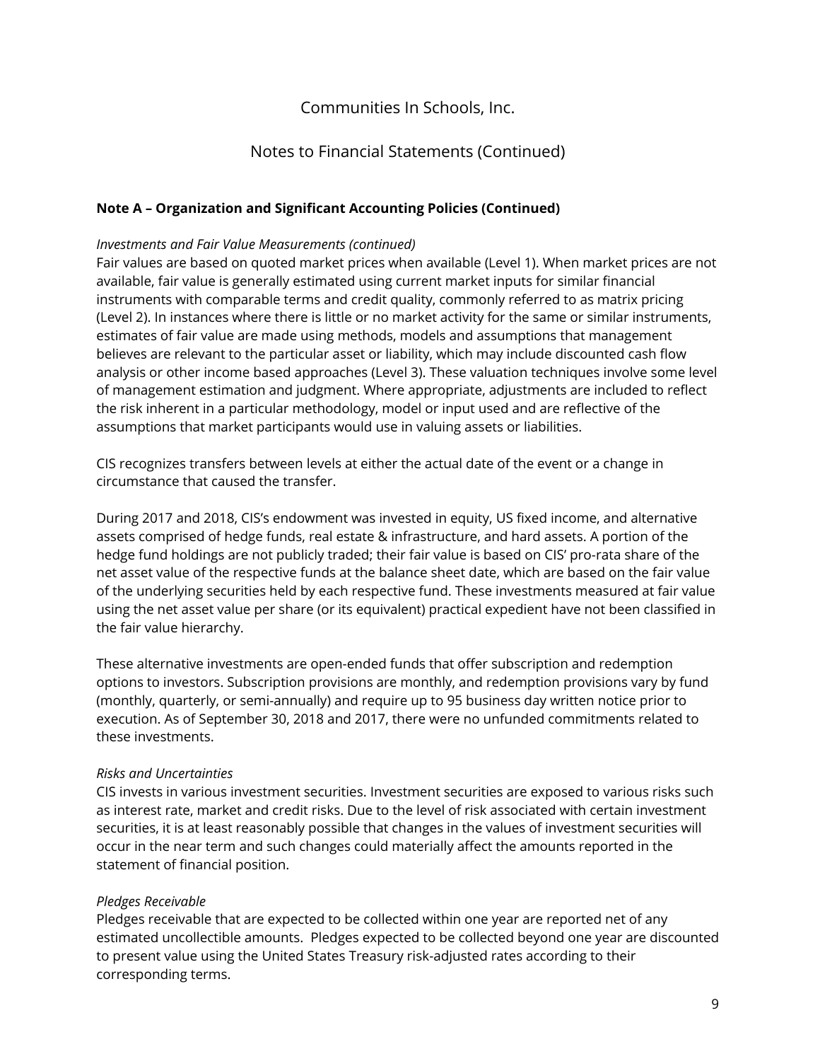Communities In Schools, Inc.

Notes to Financial Statements (Continued)

**Note A – Organization and Significant Accounting Policies (Continued)**

*Investments and Fair Value Measurements (continued)*

Fair values are based on quoted market prices when available (Level 1). When market prices are not available, fair value is generally estimated using current market inputs for similar financial instruments with comparable terms and credit quality, commonly referred to as matrix pricing (Level 2). In instances where there is little or no market activity for the same or similar instruments, estimates of fair value are made using methods, models and assumptions that management believes are relevant to the particular asset or liability, which may include discounted cash flow analysis or other income based approaches (Level 3). These valuation techniques involve some level of management estimation and judgment. Where appropriate, adjustments are included to reflect the risk inherent in a particular methodology, model or input used and are reflective of the assumptions that market participants would use in valuing assets or liabilities.

CIS recognizes transfers between levels at either the actual date of the event or a change in circumstance that caused the transfer.

During 2017 and 2018, CIS's endowment was invested in equity, US fixed income, and alternative assets comprised of hedge funds, real estate & infrastructure, and hard assets. A portion of the hedge fund holdings are not publicly traded; their fair value is based on CIS' pro-rata share of the net asset value of the respective funds at the balance sheet date, which are based on the fair value of the underlying securities held by each respective fund. These investments measured at fair value using the net asset value per share (or its equivalent) practical expedient have not been classified in the fair value hierarchy.

These alternative investments are open-ended funds that offer subscription and redemption options to investors. Subscription provisions are monthly, and redemption provisions vary by fund (monthly, quarterly, or semi-annually) and require up to 95 business day written notice prior to execution. As of September 30, 2018 and 2017, there were no unfunded commitments related to these investments.

*Risks and Uncertainties*

CIS invests in various investment securities. Investment securities are exposed to various risks such as interest rate, market and credit risks. Due to the level of risk associated with certain investment securities, it is at least reasonably possible that changes in the values of investment securities will occur in the near term and such changes could materially affect the amounts reported in the statement of financial position.

*Pledges Receivable*

Pledges receivable that are expected to be collected within one year are reported net of any estimated uncollectible amounts. Pledges expected to be collected beyond one year are discounted to present value using the United States Treasury risk-adjusted rates according to their corresponding terms.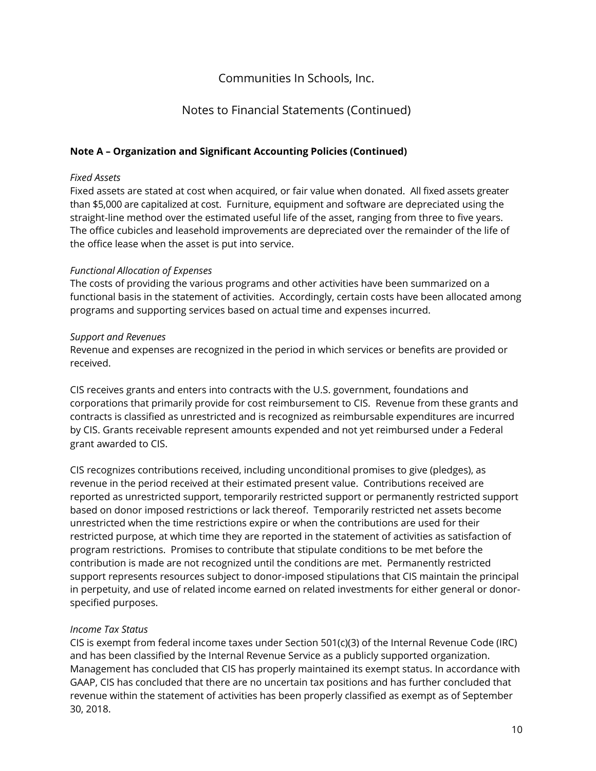Communities In Schools, Inc.

Notes to Financial Statements (Continued)

**Note A – Organization and Significant Accounting Policies (Continued)**

*Fixed Assets*

Fixed assets are stated at cost when acquired, or fair value when donated. All fixed assets greater than $5,000 are capitalized at cost. Furniture, equipment and software are depreciated using the straight-line method over the estimated useful life of the asset, ranging from three to five years. The office cubicles and leasehold improvements are depreciated over the remainder of the life of the office lease when the asset is put into service.

*Functional Allocation of Expenses*

The costs of providing the various programs and other activities have been summarized on a functional basis in the statement of activities. Accordingly, certain costs have been allocated among programs and supporting services based on actual time and expenses incurred.

*Support and Revenues*

Revenue and expenses are recognized in the period in which services or benefits are provided or received.

CIS receives grants and enters into contracts with the U.S. government, foundations and corporations that primarily provide for cost reimbursement to CIS. Revenue from these grants and contracts is classified as unrestricted and is recognized as reimbursable expenditures are incurred by CIS. Grants receivable represent amounts expended and not yet reimbursed under a Federal grant awarded to CIS.

CIS recognizes contributions received, including unconditional promises to give (pledges), as revenue in the period received at their estimated present value. Contributions received are reported as unrestricted support, temporarily restricted support or permanently restricted support based on donor imposed restrictions or lack thereof. Temporarily restricted net assets become unrestricted when the time restrictions expire or when the contributions are used for their restricted purpose, at which time they are reported in the statement of activities as satisfaction of program restrictions. Promises to contribute that stipulate conditions to be met before the contribution is made are not recognized until the conditions are met. Permanently restricted support represents resources subject to donor-imposed stipulations that CIS maintain the principal in perpetuity, and use of related income earned on related investments for either general or donor-specified purposes.

*Income Tax Status*

CIS is exempt from federal income taxes under Section 501(c)(3) of the Internal Revenue Code (IRC) and has been classified by the Internal Revenue Service as a publicly supported organization. Management has concluded that CIS has properly maintained its exempt status. In accordance with GAAP, CIS has concluded that there are no uncertain tax positions and has further concluded that revenue within the statement of activities has been properly classified as exempt as of September 30, 2018.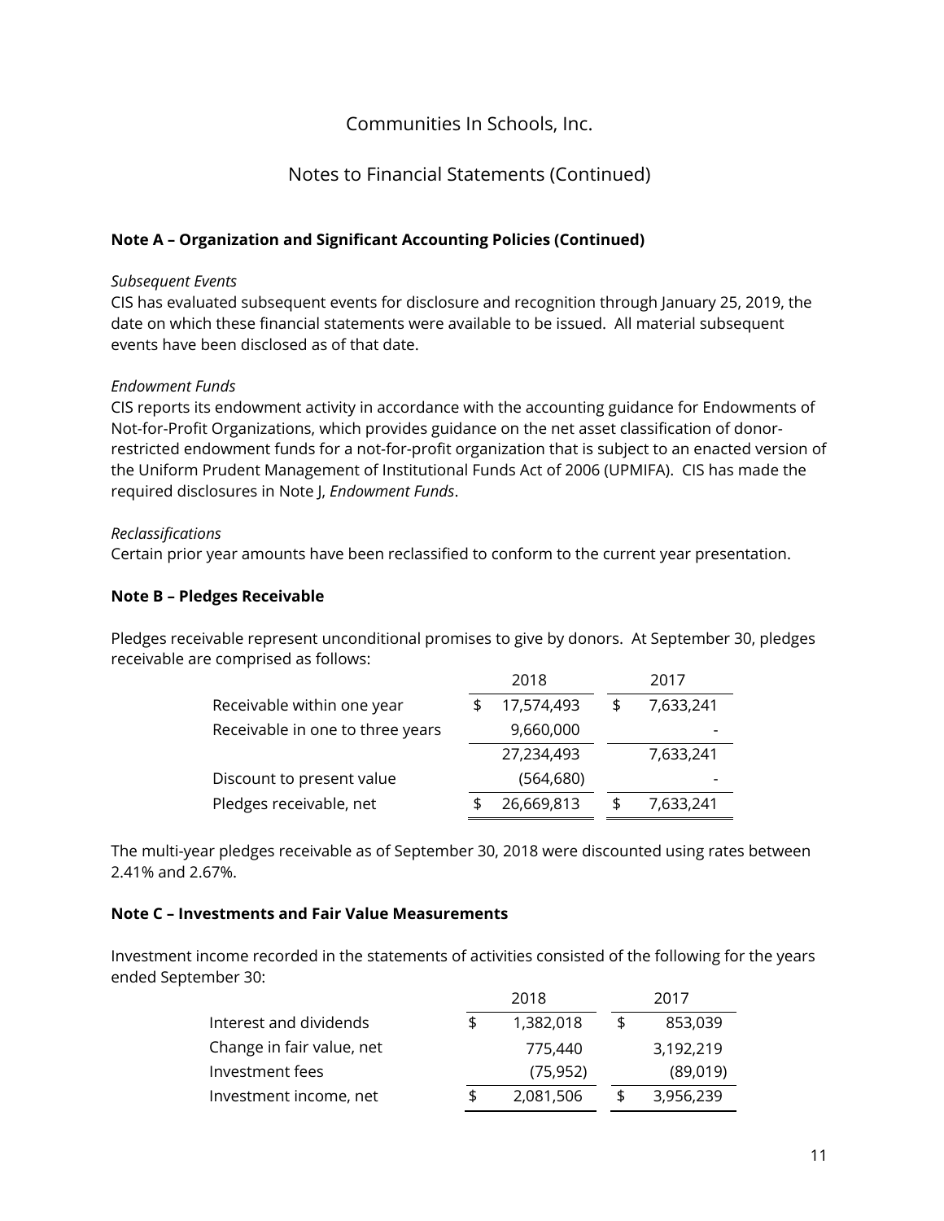# Communities In Schools, Inc.

## Notes to Financial Statements (Continued)

### Note A – Organization and Significant Accounting Policies (Continued)

*Subsequent Events*

CIS has evaluated subsequent events for disclosure and recognition through January 25, 2019, the date on which these financial statements were available to be issued. All material subsequent events have been disclosed as of that date.

*Endowment Funds*

CIS reports its endowment activity in accordance with the accounting guidance for Endowments of Not-for-Profit Organizations, which provides guidance on the net asset classification of donor-restricted endowment funds for a not-for-profit organization that is subject to an enacted version of the Uniform Prudent Management of Institutional Funds Act of 2006 (UPMIFA). CIS has made the required disclosures in Note J, *Endowment Funds*.

*Reclassifications*

Certain prior year amounts have been reclassified to conform to the current year presentation.

### Note B – Pledges Receivable

Pledges receivable represent unconditional promises to give by donors. At September 30, pledges receivable are comprised as follows:

| | 2018 | 2017 |
|---|---|---|
| Receivable within one year | $ 17,574,493 | $ 7,633,241 |
| Receivable in one to three years | 9,660,000 | - |
| | 27,234,493 | 7,633,241 |
| Discount to present value | (564,680) | - |
| Pledges receivable, net | $ 26,669,813 | $ 7,633,241 |

The multi-year pledges receivable as of September 30, 2018 were discounted using rates between 2.41% and 2.67%.

### Note C – Investments and Fair Value Measurements

Investment income recorded in the statements of activities consisted of the following for the years ended September 30:

| | 2018 | 2017 |
|---|---|---|
| Interest and dividends | $ 1,382,018 | $ 853,039 |
| Change in fair value, net | 775,440 | 3,192,219 |
| Investment fees | (75,952) | (89,019) |
| Investment income, net | $ 2,081,506 | $ 3,956,239 |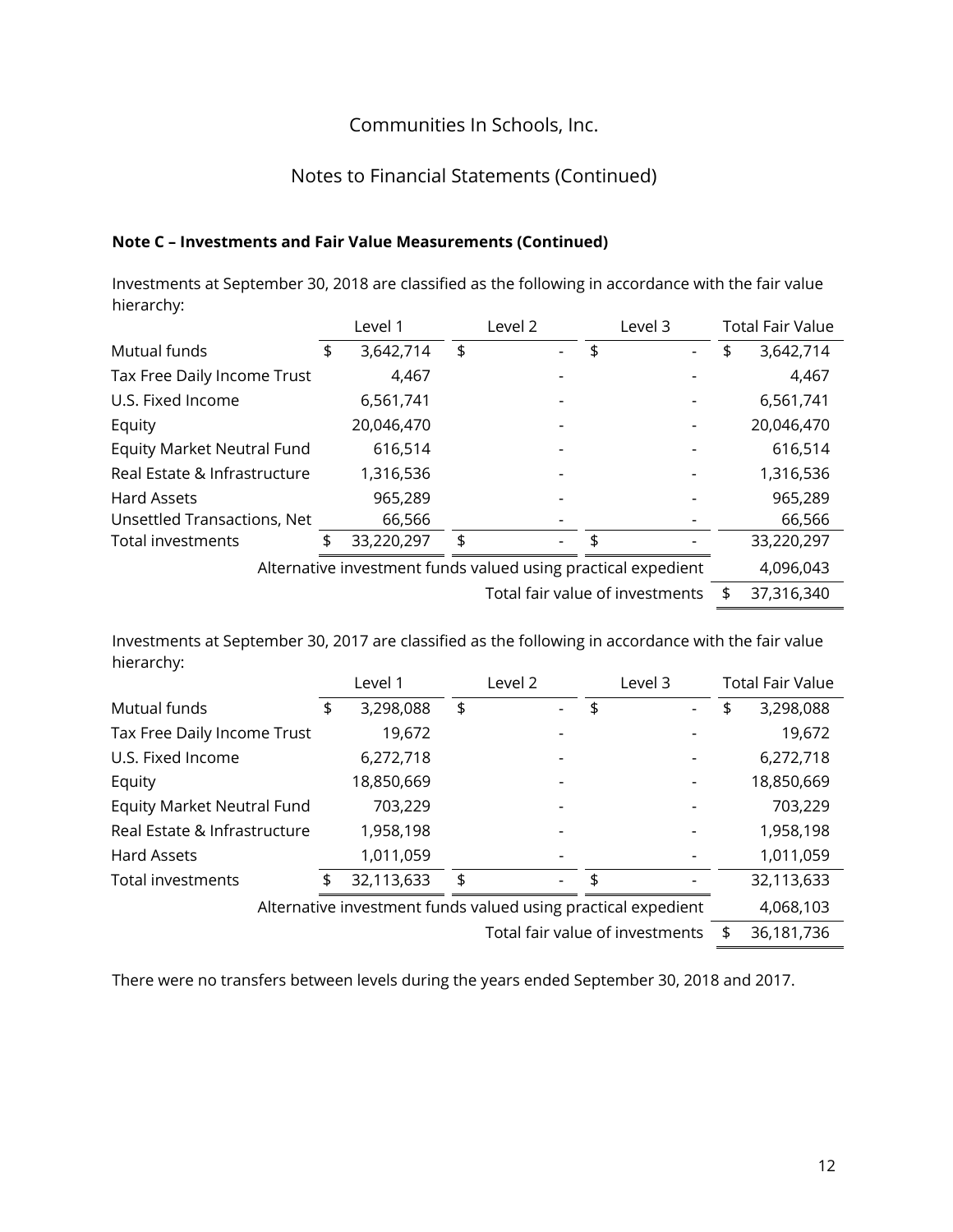Communities In Schools, Inc.

Notes to Financial Statements (Continued)

**Note C – Investments and Fair Value Measurements (Continued)**

Investments at September 30, 2018 are classified as the following in accordance with the fair value hierarchy:

| | Level 1 | Level 2 | Level 3 | Total Fair Value |
|---|---|---|---|---|
| Mutual funds | $ 3,642,714 | $ - | $ - | $ 3,642,714 |
| Tax Free Daily Income Trust | 4,467 | - | - | 4,467 |
| U.S. Fixed Income | 6,561,741 | - | - | 6,561,741 |
| Equity | 20,046,470 | - | - | 20,046,470 |
| Equity Market Neutral Fund | 616,514 | - | - | 616,514 |
| Real Estate & Infrastructure | 1,316,536 | - | - | 1,316,536 |
| Hard Assets | 965,289 | - | - | 965,289 |
| Unsettled Transactions, Net | 66,566 | - | - | 66,566 |
| Total investments | $ 33,220,297 | $ - | $ - | 33,220,297 |
| Alternative investment funds valued using practical expedient | | | | 4,096,043 |
| Total fair value of investments | | | | $ 37,316,340 |

Investments at September 30, 2017 are classified as the following in accordance with the fair value hierarchy:

| | Level 1 | Level 2 | Level 3 | Total Fair Value |
|---|---|---|---|---|
| Mutual funds | $ 3,298,088 | $ - | $ - | $ 3,298,088 |
| Tax Free Daily Income Trust | 19,672 | - | - | 19,672 |
| U.S. Fixed Income | 6,272,718 | - | - | 6,272,718 |
| Equity | 18,850,669 | - | - | 18,850,669 |
| Equity Market Neutral Fund | 703,229 | - | - | 703,229 |
| Real Estate & Infrastructure | 1,958,198 | - | - | 1,958,198 |
| Hard Assets | 1,011,059 | - | - | 1,011,059 |
| Total investments | $ 32,113,633 | $ - | $ - | 32,113,633 |
| Alternative investment funds valued using practical expedient | | | | 4,068,103 |
| Total fair value of investments | | | | $ 36,181,736 |

There were no transfers between levels during the years ended September 30, 2018 and 2017.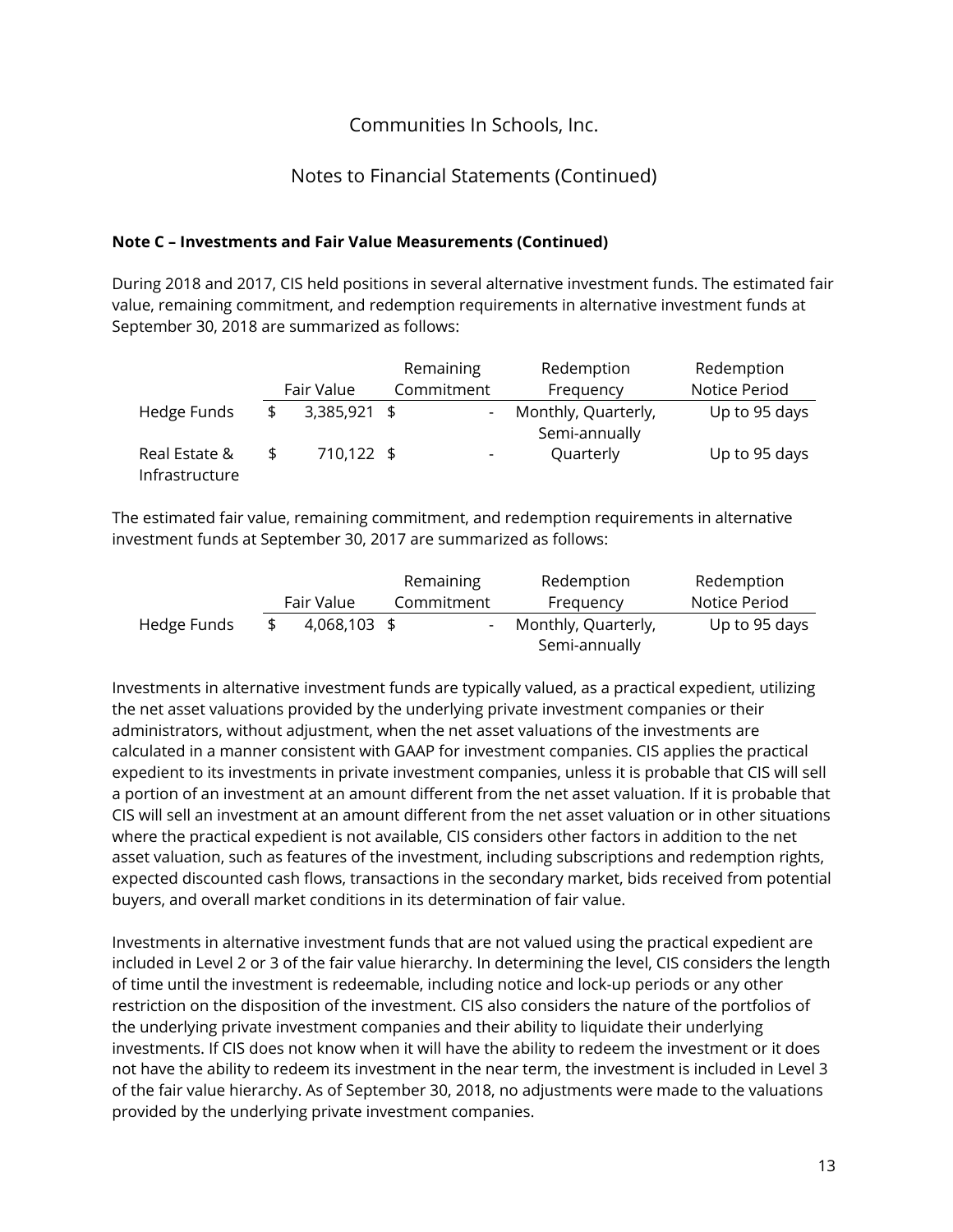Communities In Schools, Inc.

Notes to Financial Statements (Continued)

**Note C – Investments and Fair Value Measurements (Continued)**

During 2018 and 2017, CIS held positions in several alternative investment funds. The estimated fair value, remaining commitment, and redemption requirements in alternative investment funds at September 30, 2018 are summarized as follows:

| | Fair Value | Remaining Commitment | Redemption Frequency | Redemption Notice Period |
|---|---|---|---|---|
| Hedge Funds | $ 3,385,921 | $ - | Monthly, Quarterly, Semi-annually | Up to 95 days |
| Real Estate & Infrastructure | $ 710,122 | $ - | Quarterly | Up to 95 days |

The estimated fair value, remaining commitment, and redemption requirements in alternative investment funds at September 30, 2017 are summarized as follows:

| | Fair Value | Remaining Commitment | Redemption Frequency | Redemption Notice Period |
|---|---|---|---|---|
| Hedge Funds | $ 4,068,103 | $ - | Monthly, Quarterly, Semi-annually | Up to 95 days |

Investments in alternative investment funds are typically valued, as a practical expedient, utilizing the net asset valuations provided by the underlying private investment companies or their administrators, without adjustment, when the net asset valuations of the investments are calculated in a manner consistent with GAAP for investment companies. CIS applies the practical expedient to its investments in private investment companies, unless it is probable that CIS will sell a portion of an investment at an amount different from the net asset valuation. If it is probable that CIS will sell an investment at an amount different from the net asset valuation or in other situations where the practical expedient is not available, CIS considers other factors in addition to the net asset valuation, such as features of the investment, including subscriptions and redemption rights, expected discounted cash flows, transactions in the secondary market, bids received from potential buyers, and overall market conditions in its determination of fair value.

Investments in alternative investment funds that are not valued using the practical expedient are included in Level 2 or 3 of the fair value hierarchy. In determining the level, CIS considers the length of time until the investment is redeemable, including notice and lock-up periods or any other restriction on the disposition of the investment. CIS also considers the nature of the portfolios of the underlying private investment companies and their ability to liquidate their underlying investments. If CIS does not know when it will have the ability to redeem the investment or it does not have the ability to redeem its investment in the near term, the investment is included in Level 3 of the fair value hierarchy. As of September 30, 2018, no adjustments were made to the valuations provided by the underlying private investment companies.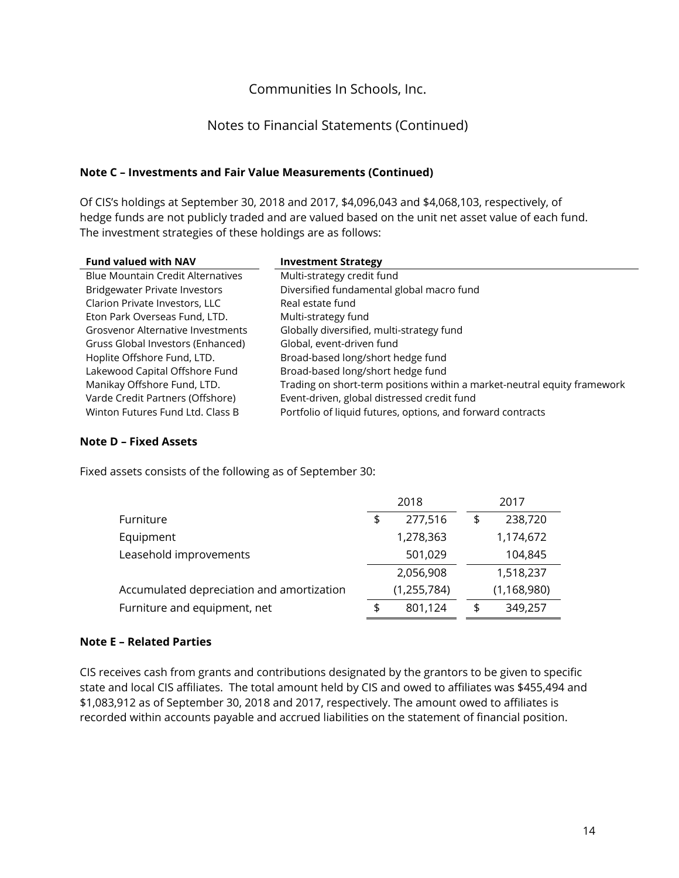Communities In Schools, Inc.

Notes to Financial Statements (Continued)

**Note C – Investments and Fair Value Measurements (Continued)**

Of CIS's holdings at September 30, 2018 and 2017, \$4,096,043 and \$4,068,103, respectively, of hedge funds are not publicly traded and are valued based on the unit net asset value of each fund. The investment strategies of these holdings are as follows:

| Fund valued with NAV | Investment Strategy |
|---|---|
| Blue Mountain Credit Alternatives | Multi-strategy credit fund |
| Bridgewater Private Investors | Diversified fundamental global macro fund |
| Clarion Private Investors, LLC | Real estate fund |
| Eton Park Overseas Fund, LTD. | Multi-strategy fund |
| Grosvenor Alternative Investments | Globally diversified, multi-strategy fund |
| Gruss Global Investors (Enhanced) | Global, event-driven fund |
| Hoplite Offshore Fund, LTD. | Broad-based long/short hedge fund |
| Lakewood Capital Offshore Fund | Broad-based long/short hedge fund |
| Manikay Offshore Fund, LTD. | Trading on short-term positions within a market-neutral equity framework |
| Varde Credit Partners (Offshore) | Event-driven, global distressed credit fund |
| Winton Futures Fund Ltd. Class B | Portfolio of liquid futures, options, and forward contracts |

**Note D – Fixed Assets**

Fixed assets consists of the following as of September 30:

| | 2018 | 2017 |
|---|---|---|
| Furniture | \$ 277,516 | \$ 238,720 |
| Equipment | 1,278,363 | 1,174,672 |
| Leasehold improvements | 501,029 | 104,845 |
| | 2,056,908 | 1,518,237 |
| Accumulated depreciation and amortization | (1,255,784) | (1,168,980) |
| Furniture and equipment, net | \$ 801,124 | \$ 349,257 |

**Note E – Related Parties**

CIS receives cash from grants and contributions designated by the grantors to be given to specific state and local CIS affiliates. The total amount held by CIS and owed to affiliates was \$455,494 and \$1,083,912 as of September 30, 2018 and 2017, respectively. The amount owed to affiliates is recorded within accounts payable and accrued liabilities on the statement of financial position.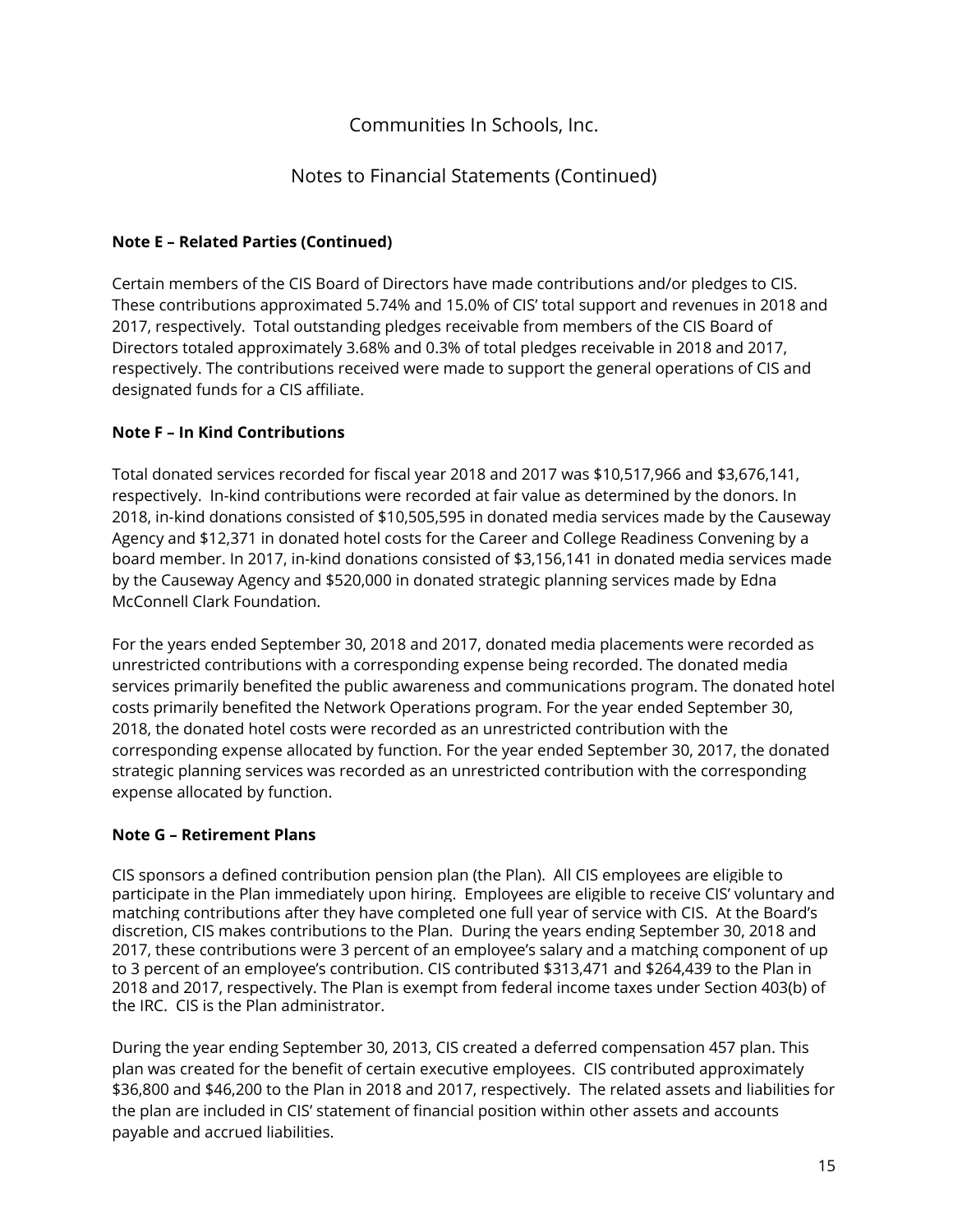# Communities In Schools, Inc.

## Notes to Financial Statements (Continued)

**Note E – Related Parties (Continued)**

Certain members of the CIS Board of Directors have made contributions and/or pledges to CIS. These contributions approximated 5.74% and 15.0% of CIS' total support and revenues in 2018 and 2017, respectively. Total outstanding pledges receivable from members of the CIS Board of Directors totaled approximately 3.68% and 0.3% of total pledges receivable in 2018 and 2017, respectively. The contributions received were made to support the general operations of CIS and designated funds for a CIS affiliate.

**Note F – In Kind Contributions**

Total donated services recorded for fiscal year 2018 and 2017 was $10,517,966 and $3,676,141, respectively. In-kind contributions were recorded at fair value as determined by the donors. In 2018, in-kind donations consisted of $10,505,595 in donated media services made by the Causeway Agency and $12,371 in donated hotel costs for the Career and College Readiness Convening by a board member. In 2017, in-kind donations consisted of $3,156,141 in donated media services made by the Causeway Agency and $520,000 in donated strategic planning services made by Edna McConnell Clark Foundation.

For the years ended September 30, 2018 and 2017, donated media placements were recorded as unrestricted contributions with a corresponding expense being recorded. The donated media services primarily benefited the public awareness and communications program. The donated hotel costs primarily benefited the Network Operations program. For the year ended September 30, 2018, the donated hotel costs were recorded as an unrestricted contribution with the corresponding expense allocated by function. For the year ended September 30, 2017, the donated strategic planning services was recorded as an unrestricted contribution with the corresponding expense allocated by function.

**Note G – Retirement Plans**

CIS sponsors a defined contribution pension plan (the Plan). All CIS employees are eligible to participate in the Plan immediately upon hiring. Employees are eligible to receive CIS' voluntary and matching contributions after they have completed one full year of service with CIS. At the Board's discretion, CIS makes contributions to the Plan. During the years ending September 30, 2018 and 2017, these contributions were 3 percent of an employee's salary and a matching component of up to 3 percent of an employee's contribution. CIS contributed $313,471 and $264,439 to the Plan in 2018 and 2017, respectively. The Plan is exempt from federal income taxes under Section 403(b) of the IRC. CIS is the Plan administrator.

During the year ending September 30, 2013, CIS created a deferred compensation 457 plan. This plan was created for the benefit of certain executive employees. CIS contributed approximately $36,800 and $46,200 to the Plan in 2018 and 2017, respectively. The related assets and liabilities for the plan are included in CIS' statement of financial position within other assets and accounts payable and accrued liabilities.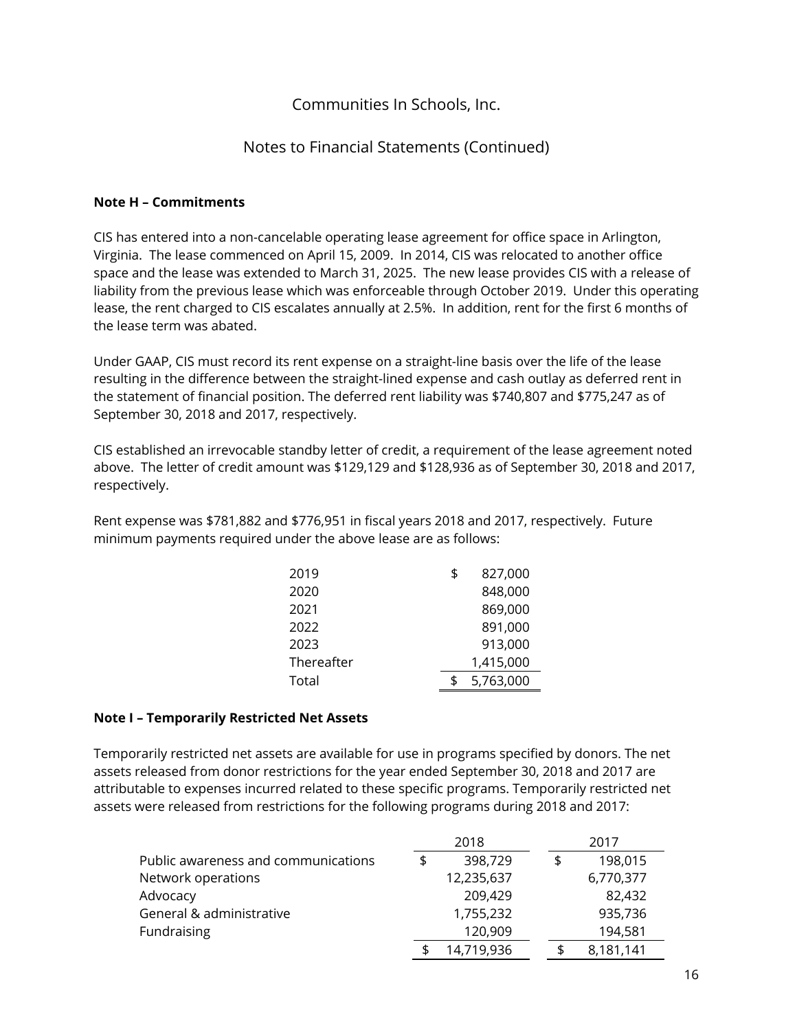Communities In Schools, Inc.

Notes to Financial Statements (Continued)

**Note H – Commitments**

CIS has entered into a non-cancelable operating lease agreement for office space in Arlington, Virginia. The lease commenced on April 15, 2009. In 2014, CIS was relocated to another office space and the lease was extended to March 31, 2025. The new lease provides CIS with a release of liability from the previous lease which was enforceable through October 2019. Under this operating lease, the rent charged to CIS escalates annually at 2.5%. In addition, rent for the first 6 months of the lease term was abated.

Under GAAP, CIS must record its rent expense on a straight-line basis over the life of the lease resulting in the difference between the straight-lined expense and cash outlay as deferred rent in the statement of financial position. The deferred rent liability was $740,807 and $775,247 as of September 30, 2018 and 2017, respectively.

CIS established an irrevocable standby letter of credit, a requirement of the lease agreement noted above. The letter of credit amount was $129,129 and $128,936 as of September 30, 2018 and 2017, respectively.

Rent expense was $781,882 and $776,951 in fiscal years 2018 and 2017, respectively. Future minimum payments required under the above lease are as follows:

| | |
|---|---|
| 2019 | $ 827,000 |
| 2020 | 848,000 |
| 2021 | 869,000 |
| 2022 | 891,000 |
| 2023 | 913,000 |
| Thereafter | 1,415,000 |
| Total | $ 5,763,000 |

**Note I – Temporarily Restricted Net Assets**

Temporarily restricted net assets are available for use in programs specified by donors. The net assets released from donor restrictions for the year ended September 30, 2018 and 2017 are attributable to expenses incurred related to these specific programs. Temporarily restricted net assets were released from restrictions for the following programs during 2018 and 2017:

| | 2018 | 2017 |
|---|---|---|
| Public awareness and communications | $ 398,729 | $ 198,015 |
| Network operations | 12,235,637 | 6,770,377 |
| Advocacy | 209,429 | 82,432 |
| General & administrative | 1,755,232 | 935,736 |
| Fundraising | 120,909 | 194,581 |
| | $ 14,719,936 | $ 8,181,141 |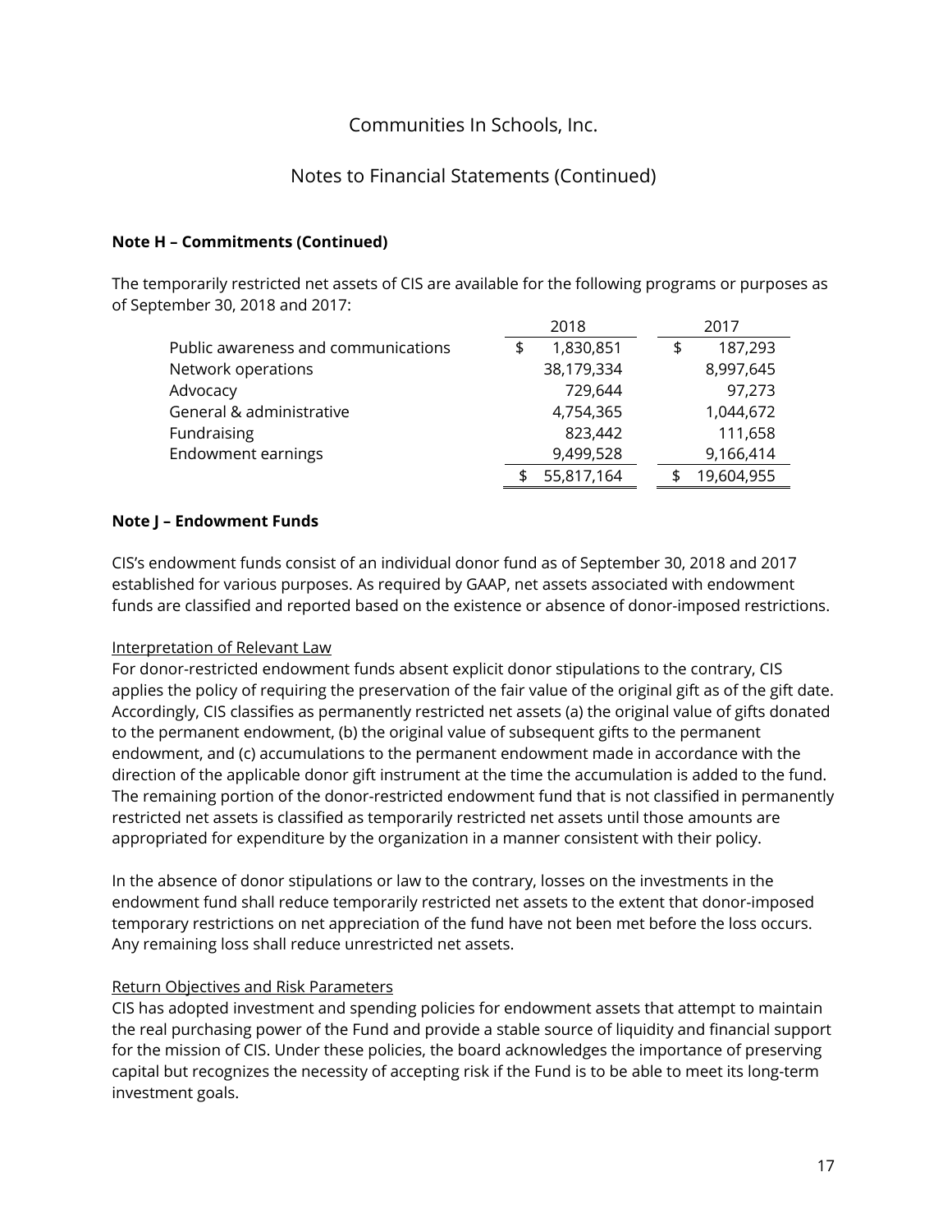# Communities In Schools, Inc.

## Notes to Financial Statements (Continued)

### Note H – Commitments (Continued)

The temporarily restricted net assets of CIS are available for the following programs or purposes as of September 30, 2018 and 2017:

| | 2018 | 2017 |
|---|---|---|
| Public awareness and communications | $ 1,830,851 | $ 187,293 |
| Network operations | 38,179,334 | 8,997,645 |
| Advocacy | 729,644 | 97,273 |
| General & administrative | 4,754,365 | 1,044,672 |
| Fundraising | 823,442 | 111,658 |
| Endowment earnings | 9,499,528 | 9,166,414 |
| | $ 55,817,164 | $ 19,604,955 |

### Note J – Endowment Funds

CIS's endowment funds consist of an individual donor fund as of September 30, 2018 and 2017 established for various purposes. As required by GAAP, net assets associated with endowment funds are classified and reported based on the existence or absence of donor-imposed restrictions.

Interpretation of Relevant Law

For donor-restricted endowment funds absent explicit donor stipulations to the contrary, CIS applies the policy of requiring the preservation of the fair value of the original gift as of the gift date. Accordingly, CIS classifies as permanently restricted net assets (a) the original value of gifts donated to the permanent endowment, (b) the original value of subsequent gifts to the permanent endowment, and (c) accumulations to the permanent endowment made in accordance with the direction of the applicable donor gift instrument at the time the accumulation is added to the fund. The remaining portion of the donor-restricted endowment fund that is not classified in permanently restricted net assets is classified as temporarily restricted net assets until those amounts are appropriated for expenditure by the organization in a manner consistent with their policy.

In the absence of donor stipulations or law to the contrary, losses on the investments in the endowment fund shall reduce temporarily restricted net assets to the extent that donor-imposed temporary restrictions on net appreciation of the fund have not been met before the loss occurs. Any remaining loss shall reduce unrestricted net assets.

Return Objectives and Risk Parameters

CIS has adopted investment and spending policies for endowment assets that attempt to maintain the real purchasing power of the Fund and provide a stable source of liquidity and financial support for the mission of CIS. Under these policies, the board acknowledges the importance of preserving capital but recognizes the necessity of accepting risk if the Fund is to be able to meet its long-term investment goals.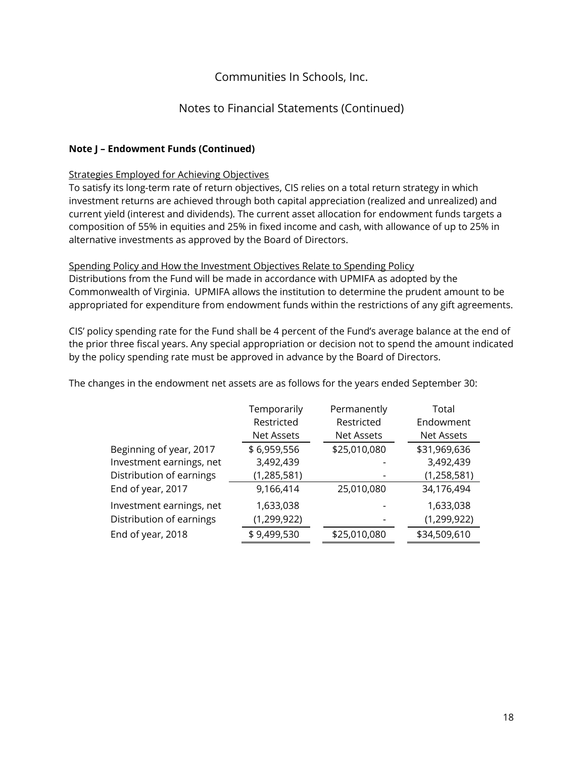Communities In Schools, Inc.

Notes to Financial Statements (Continued)

**Note J – Endowment Funds (Continued)**

Strategies Employed for Achieving Objectives
To satisfy its long-term rate of return objectives, CIS relies on a total return strategy in which investment returns are achieved through both capital appreciation (realized and unrealized) and current yield (interest and dividends). The current asset allocation for endowment funds targets a composition of 55% in equities and 25% in fixed income and cash, with allowance of up to 25% in alternative investments as approved by the Board of Directors.

Spending Policy and How the Investment Objectives Relate to Spending Policy
Distributions from the Fund will be made in accordance with UPMIFA as adopted by the Commonwealth of Virginia. UPMIFA allows the institution to determine the prudent amount to be appropriated for expenditure from endowment funds within the restrictions of any gift agreements.

CIS' policy spending rate for the Fund shall be 4 percent of the Fund's average balance at the end of the prior three fiscal years. Any special appropriation or decision not to spend the amount indicated by the policy spending rate must be approved in advance by the Board of Directors.

The changes in the endowment net assets are as follows for the years ended September 30:

| | Temporarily Restricted Net Assets | Permanently Restricted Net Assets | Total Endowment Net Assets |
|---|---|---|---|
| Beginning of year, 2017 | $ 6,959,556 | $25,010,080 | $31,969,636 |
| Investment earnings, net | 3,492,439 | - | 3,492,439 |
| Distribution of earnings | (1,285,581) | - | (1,258,581) |
| End of year, 2017 | 9,166,414 | 25,010,080 | 34,176,494 |
| Investment earnings, net | 1,633,038 | - | 1,633,038 |
| Distribution of earnings | (1,299,922) | - | (1,299,922) |
| End of year, 2018 | $ 9,499,530 | $25,010,080 | $34,509,610 |